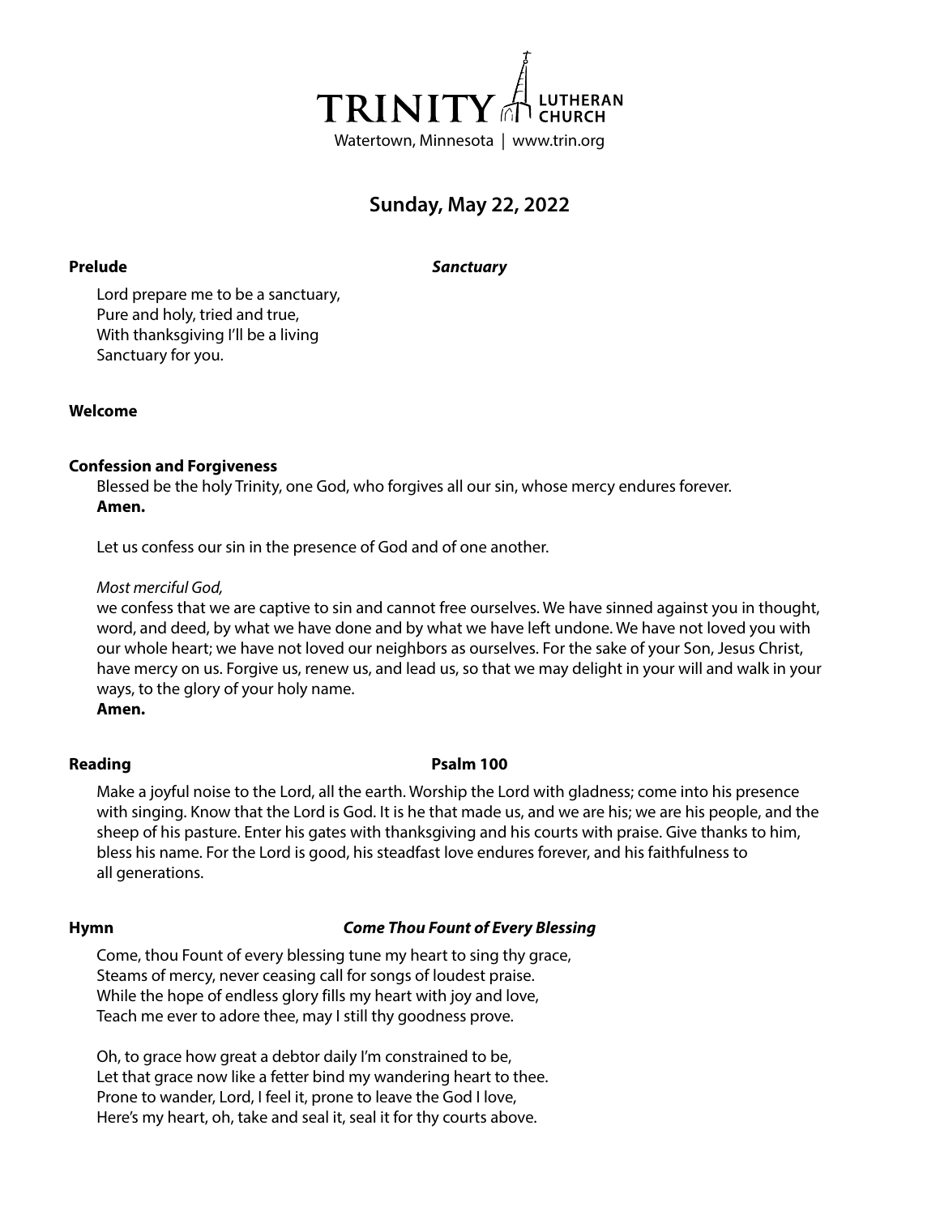# TRINITY LUTHERAN CHURCH

Watertown, Minnesota | www.trin.org

## Sunday, May 22, 2022

**Prelude** ***Sanctuary***

Lord prepare me to be a sanctuary,
Pure and holy, tried and true,
With thanksgiving I'll be a living
Sanctuary for you.

**Welcome**

**Confession and Forgiveness**

Blessed be the holy Trinity, one God, who forgives all our sin, whose mercy endures forever.
**Amen.**

Let us confess our sin in the presence of God and of one another.

*Most merciful God,*
we confess that we are captive to sin and cannot free ourselves. We have sinned against you in thought, word, and deed, by what we have done and by what we have left undone. We have not loved you with our whole heart; we have not loved our neighbors as ourselves. For the sake of your Son, Jesus Christ, have mercy on us. Forgive us, renew us, and lead us, so that we may delight in your will and walk in your ways, to the glory of your holy name.
**Amen.**

**Reading** **Psalm 100**

Make a joyful noise to the Lord, all the earth. Worship the Lord with gladness; come into his presence with singing. Know that the Lord is God. It is he that made us, and we are his; we are his people, and the sheep of his pasture. Enter his gates with thanksgiving and his courts with praise. Give thanks to him, bless his name. For the Lord is good, his steadfast love endures forever, and his faithfulness to all generations.

**Hymn** ***Come Thou Fount of Every Blessing***

Come, thou Fount of every blessing tune my heart to sing thy grace,
Steams of mercy, never ceasing call for songs of loudest praise.
While the hope of endless glory fills my heart with joy and love,
Teach me ever to adore thee, may I still thy goodness prove.

Oh, to grace how great a debtor daily I'm constrained to be,
Let that grace now like a fetter bind my wandering heart to thee.
Prone to wander, Lord, I feel it, prone to leave the God I love,
Here's my heart, oh, take and seal it, seal it for thy courts above.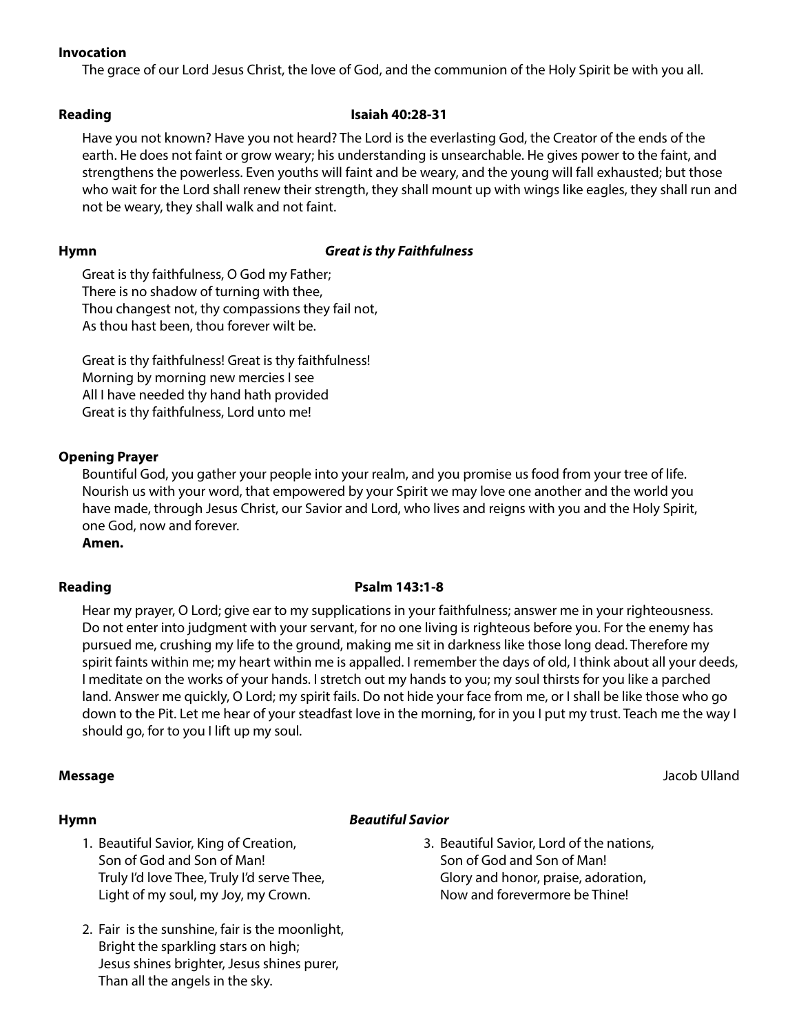**Invocation**

The grace of our Lord Jesus Christ, the love of God, and the communion of the Holy Spirit be with you all.

**Reading** **Isaiah 40:28-31**

Have you not known? Have you not heard? The Lord is the everlasting God, the Creator of the ends of the earth. He does not faint or grow weary; his understanding is unsearchable. He gives power to the faint, and strengthens the powerless. Even youths will faint and be weary, and the young will fall exhausted; but those who wait for the Lord shall renew their strength, they shall mount up with wings like eagles, they shall run and not be weary, they shall walk and not faint.

**Hymn** ***Great is thy Faithfulness***

Great is thy faithfulness, O God my Father;
There is no shadow of turning with thee,
Thou changest not, thy compassions they fail not,
As thou hast been, thou forever wilt be.

Great is thy faithfulness! Great is thy faithfulness!
Morning by morning new mercies I see
All I have needed thy hand hath provided
Great is thy faithfulness, Lord unto me!

**Opening Prayer**

Bountiful God, you gather your people into your realm, and you promise us food from your tree of life. Nourish us with your word, that empowered by your Spirit we may love one another and the world you have made, through Jesus Christ, our Savior and Lord, who lives and reigns with you and the Holy Spirit, one God, now and forever.
**Amen.**

**Reading** **Psalm 143:1-8**

Hear my prayer, O Lord; give ear to my supplications in your faithfulness; answer me in your righteousness. Do not enter into judgment with your servant, for no one living is righteous before you. For the enemy has pursued me, crushing my life to the ground, making me sit in darkness like those long dead. Therefore my spirit faints within me; my heart within me is appalled. I remember the days of old, I think about all your deeds, I meditate on the works of your hands. I stretch out my hands to you; my soul thirsts for you like a parched land. Answer me quickly, O Lord; my spirit fails. Do not hide your face from me, or I shall be like those who go down to the Pit. Let me hear of your steadfast love in the morning, for in you I put my trust. Teach me the way I should go, for to you I lift up my soul.

**Message** Jacob Ulland

**Hymn** ***Beautiful Savior***

1. Beautiful Savior, King of Creation,
   Son of God and Son of Man!
   Truly I'd love Thee, Truly I'd serve Thee,
   Light of my soul, my Joy, my Crown.

2. Fair is the sunshine, fair is the moonlight,
   Bright the sparkling stars on high;
   Jesus shines brighter, Jesus shines purer,
   Than all the angels in the sky.

3. Beautiful Savior, Lord of the nations,
   Son of God and Son of Man!
   Glory and honor, praise, adoration,
   Now and forevermore be Thine!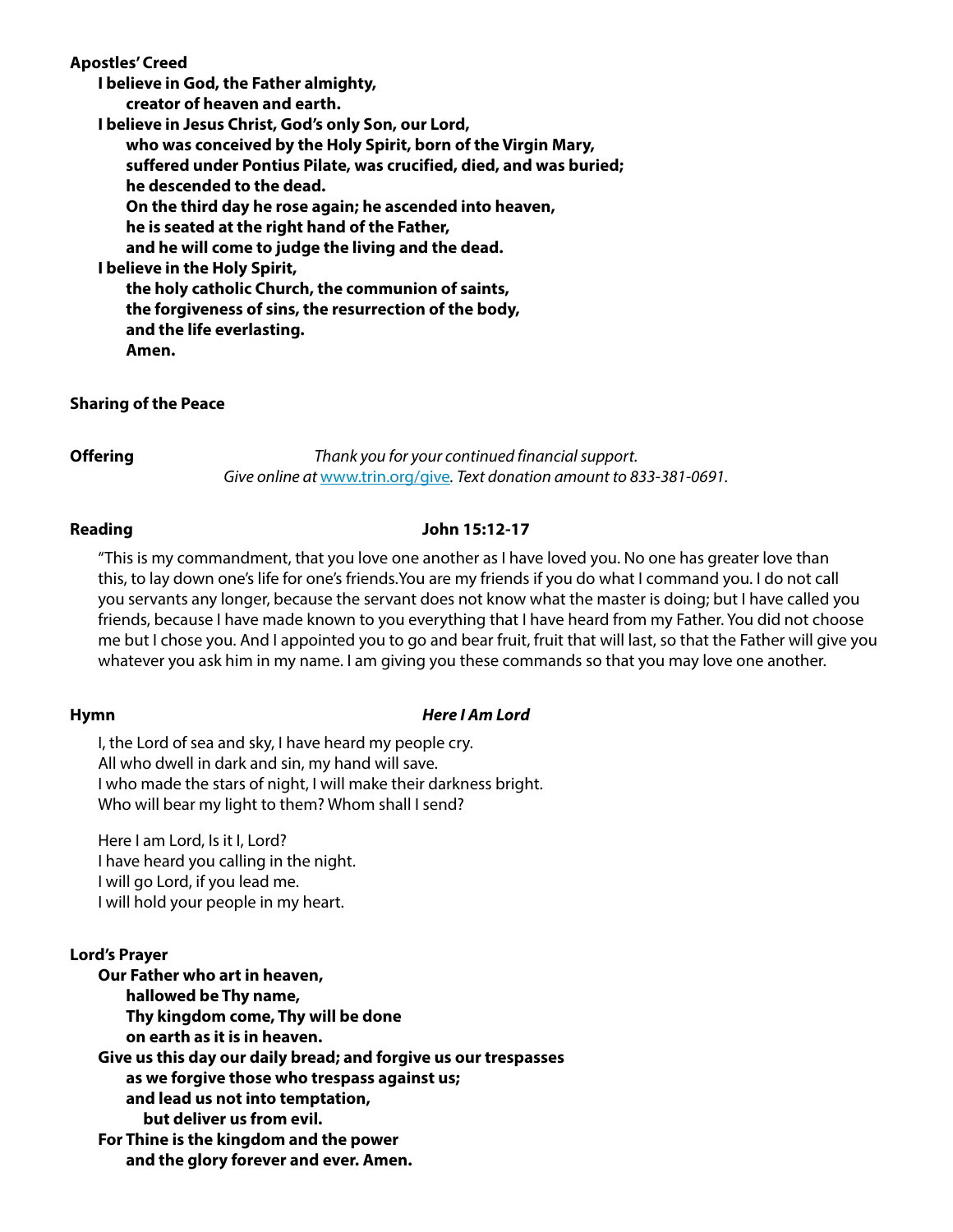**Apostles' Creed**

**I believe in God, the Father almighty,**
**creator of heaven and earth.**
**I believe in Jesus Christ, God's only Son, our Lord,**
**who was conceived by the Holy Spirit, born of the Virgin Mary,**
**suffered under Pontius Pilate, was crucified, died, and was buried;**
**he descended to the dead.**
**On the third day he rose again; he ascended into heaven,**
**he is seated at the right hand of the Father,**
**and he will come to judge the living and the dead.**
**I believe in the Holy Spirit,**
**the holy catholic Church, the communion of saints,**
**the forgiveness of sins, the resurrection of the body,**
**and the life everlasting.**
**Amen.**

**Sharing of the Peace**

**Offering** *Thank you for your continued financial support.*
*Give online at [www.trin.org/give](www.trin.org/give). Text donation amount to 833-381-0691.*

**Reading** **John 15:12-17**

"This is my commandment, that you love one another as I have loved you. No one has greater love than this, to lay down one's life for one's friends.You are my friends if you do what I command you. I do not call you servants any longer, because the servant does not know what the master is doing; but I have called you friends, because I have made known to you everything that I have heard from my Father. You did not choose me but I chose you. And I appointed you to go and bear fruit, fruit that will last, so that the Father will give you whatever you ask him in my name. I am giving you these commands so that you may love one another.

**Hymn** ***Here I Am Lord***

I, the Lord of sea and sky, I have heard my people cry.
All who dwell in dark and sin, my hand will save.
I who made the stars of night, I will make their darkness bright.
Who will bear my light to them? Whom shall I send?

Here I am Lord, Is it I, Lord?
I have heard you calling in the night.
I will go Lord, if you lead me.
I will hold your people in my heart.

**Lord's Prayer**

**Our Father who art in heaven,**
**hallowed be Thy name,**
**Thy kingdom come, Thy will be done**
**on earth as it is in heaven.**
**Give us this day our daily bread; and forgive us our trespasses**
**as we forgive those who trespass against us;**
**and lead us not into temptation,**
**but deliver us from evil.**
**For Thine is the kingdom and the power**
**and the glory forever and ever. Amen.**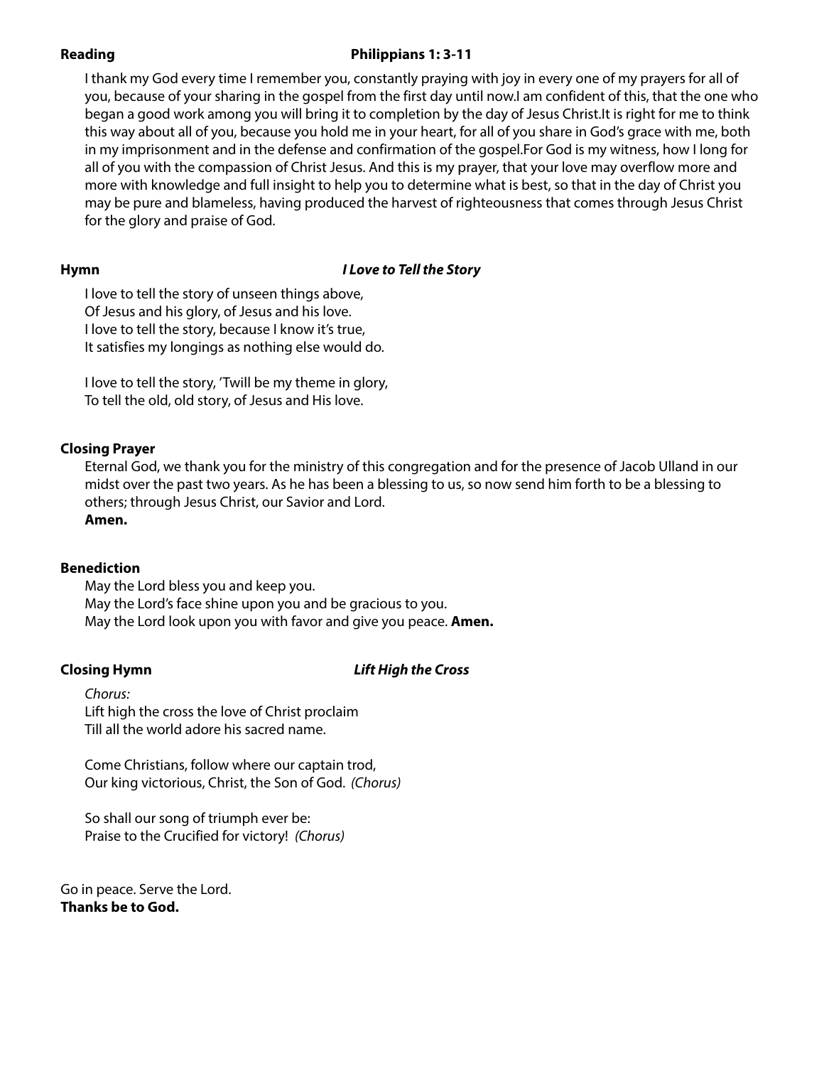**Reading** **Philippians 1: 3-11**

I thank my God every time I remember you, constantly praying with joy in every one of my prayers for all of you, because of your sharing in the gospel from the first day until now.I am confident of this, that the one who began a good work among you will bring it to completion by the day of Jesus Christ.It is right for me to think this way about all of you, because you hold me in your heart, for all of you share in God's grace with me, both in my imprisonment and in the defense and confirmation of the gospel.For God is my witness, how I long for all of you with the compassion of Christ Jesus. And this is my prayer, that your love may overflow more and more with knowledge and full insight to help you to determine what is best, so that in the day of Christ you may be pure and blameless, having produced the harvest of righteousness that comes through Jesus Christ for the glory and praise of God.

**Hymn** ***I Love to Tell the Story***

I love to tell the story of unseen things above,
Of Jesus and his glory, of Jesus and his love.
I love to tell the story, because I know it's true,
It satisfies my longings as nothing else would do.

I love to tell the story, 'Twill be my theme in glory,
To tell the old, old story, of Jesus and His love.

**Closing Prayer**

Eternal God, we thank you for the ministry of this congregation and for the presence of Jacob Ulland in our midst over the past two years. As he has been a blessing to us, so now send him forth to be a blessing to others; through Jesus Christ, our Savior and Lord.
**Amen.**

**Benediction**

May the Lord bless you and keep you.
May the Lord's face shine upon you and be gracious to you.
May the Lord look upon you with favor and give you peace. **Amen.**

**Closing Hymn** ***Lift High the Cross***

*Chorus:*
Lift high the cross the love of Christ proclaim
Till all the world adore his sacred name.

Come Christians, follow where our captain trod,
Our king victorious, Christ, the Son of God. *(Chorus)*

So shall our song of triumph ever be:
Praise to the Crucified for victory! *(Chorus)*

Go in peace. Serve the Lord.
**Thanks be to God.**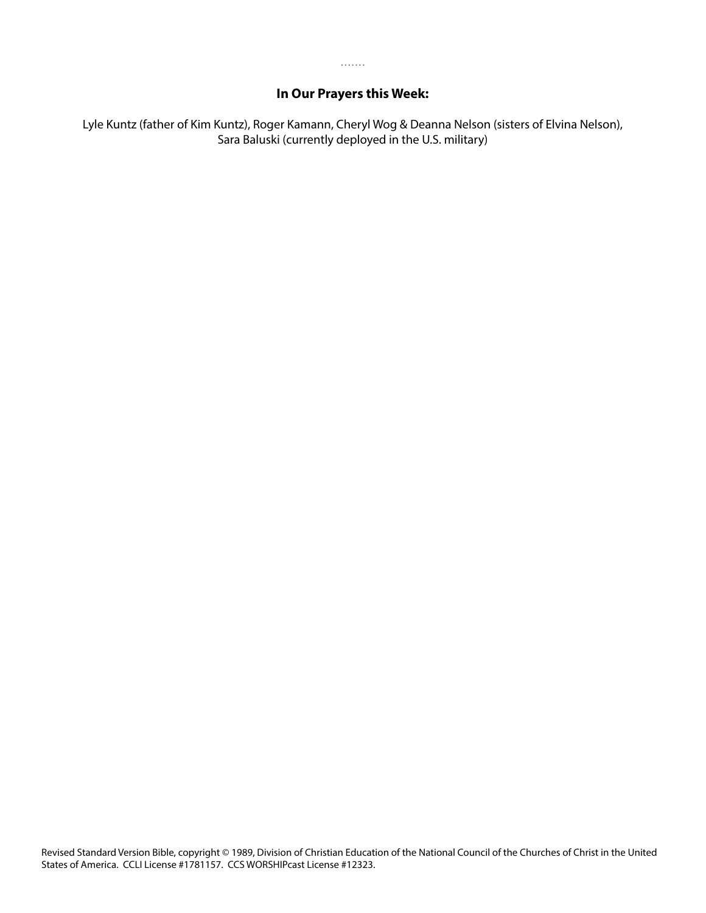.......

**In Our Prayers this Week:**

Lyle Kuntz (father of Kim Kuntz), Roger Kamann, Cheryl Wog & Deanna Nelson (sisters of Elvina Nelson), Sara Baluski (currently deployed in the U.S. military)

Revised Standard Version Bible, copyright © 1989, Division of Christian Education of the National Council of the Churches of Christ in the United States of America. CCLI License #1781157. CCS WORSHIPcast License #12323.